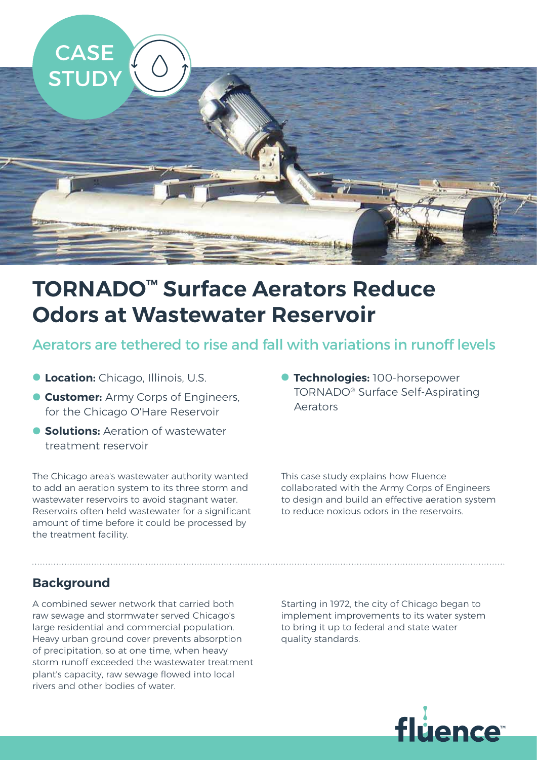CASE STUDY

# TORNADO™ Surface Aerators Reduce Odors at Wastewater Reservoir

## Aerators are tethered to rise and fall with variations in runoff levels

- **Location:** Chicago, Illinois, U.S.
- **Customer:** Army Corps of Engineers, for the Chicago O'Hare Reservoir
- **Solutions:** Aeration of wastewater treatment reservoir
- **Technologies:** 100-horsepower TORNADO® Surface Self-Aspirating Aerators

The Chicago area's wastewater authority wanted to add an aeration system to its three storm and wastewater reservoirs to avoid stagnant water. Reservoirs often held wastewater for a significant amount of time before it could be processed by the treatment facility.

This case study explains how Fluence collaborated with the Army Corps of Engineers to design and build an effective aeration system to reduce noxious odors in the reservoirs.

## Background

A combined sewer network that carried both raw sewage and stormwater served Chicago's large residential and commercial population. Heavy urban ground cover prevents absorption of precipitation, so at one time, when heavy storm runoff exceeded the wastewater treatment plant's capacity, raw sewage flowed into local rivers and other bodies of water.

Starting in 1972, the city of Chicago began to implement improvements to its water system to bring it up to federal and state water quality standards.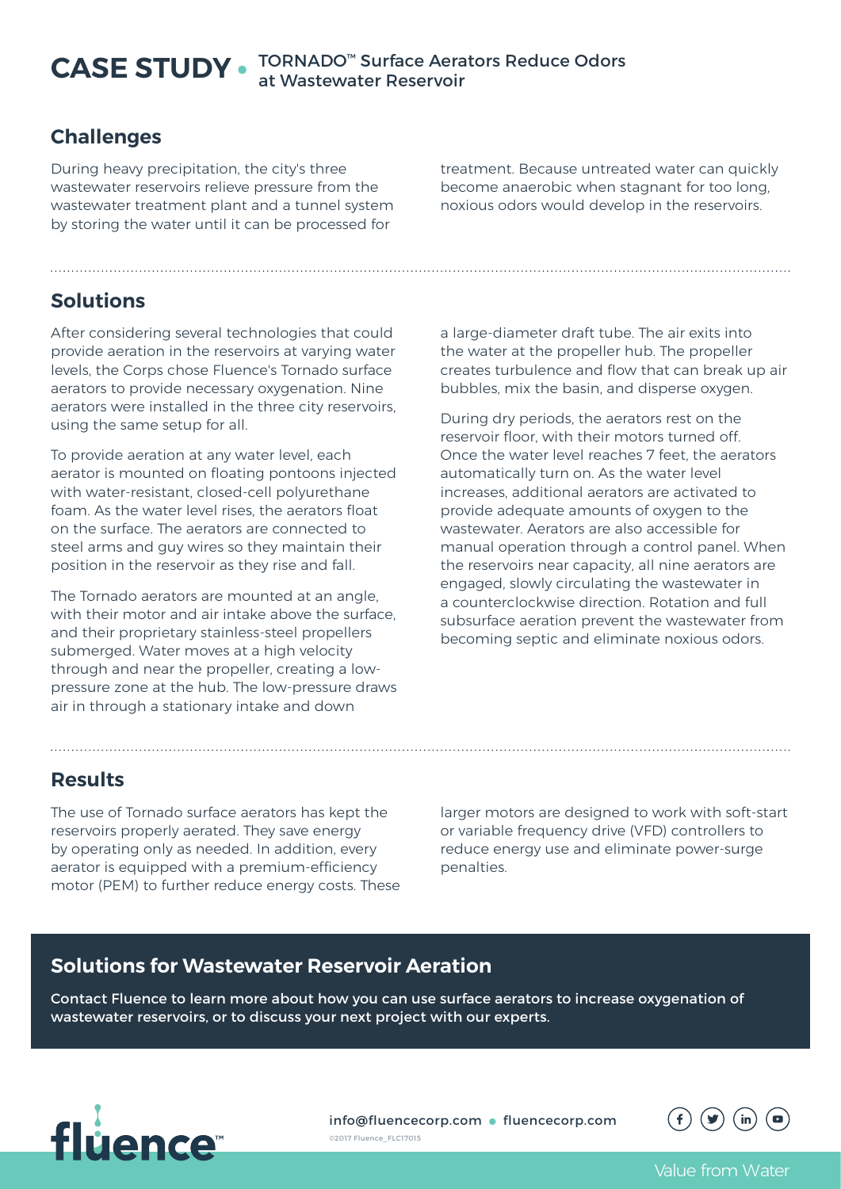# CASE STUDY • TORNADO™ Surface Aerators Reduce Odors at Wastewater Reservoir

## Challenges

During heavy precipitation, the city's three wastewater reservoirs relieve pressure from the wastewater treatment plant and a tunnel system by storing the water until it can be processed for treatment. Because untreated water can quickly become anaerobic when stagnant for too long, noxious odors would develop in the reservoirs.

## Solutions

After considering several technologies that could provide aeration in the reservoirs at varying water levels, the Corps chose Fluence's Tornado surface aerators to provide necessary oxygenation. Nine aerators were installed in the three city reservoirs, using the same setup for all.

To provide aeration at any water level, each aerator is mounted on floating pontoons injected with water-resistant, closed-cell polyurethane foam. As the water level rises, the aerators float on the surface. The aerators are connected to steel arms and guy wires so they maintain their position in the reservoir as they rise and fall.

The Tornado aerators are mounted at an angle, with their motor and air intake above the surface, and their proprietary stainless-steel propellers submerged. Water moves at a high velocity through and near the propeller, creating a low-pressure zone at the hub. The low-pressure draws air in through a stationary intake and down a large-diameter draft tube. The air exits into the water at the propeller hub. The propeller creates turbulence and flow that can break up air bubbles, mix the basin, and disperse oxygen.

During dry periods, the aerators rest on the reservoir floor, with their motors turned off. Once the water level reaches 7 feet, the aerators automatically turn on. As the water level increases, additional aerators are activated to provide adequate amounts of oxygen to the wastewater. Aerators are also accessible for manual operation through a control panel. When the reservoirs near capacity, all nine aerators are engaged, slowly circulating the wastewater in a counterclockwise direction. Rotation and full subsurface aeration prevent the wastewater from becoming septic and eliminate noxious odors.

## Results

The use of Tornado surface aerators has kept the reservoirs properly aerated. They save energy by operating only as needed. In addition, every aerator is equipped with a premium-efficiency motor (PEM) to further reduce energy costs. These larger motors are designed to work with soft-start or variable frequency drive (VFD) controllers to reduce energy use and eliminate power-surge penalties.

## Solutions for Wastewater Reservoir Aeration

Contact Fluence to learn more about how you can use surface aerators to increase oxygenation of wastewater reservoirs, or to discuss your next project with our experts.

fluence™

info@fluencecorp.com • fluencecorp.com

©2017 Fluence_FLC17015

Value from Water